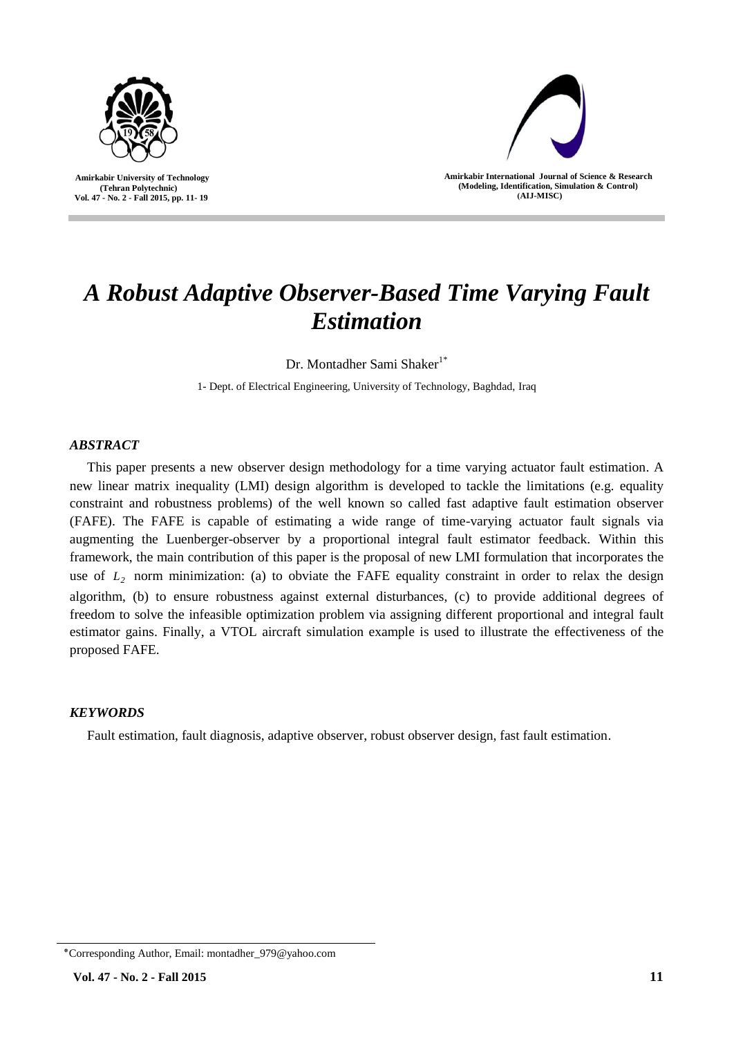# *A Robust Adaptive Observer-Based Time Varying Fault Estimation*

Dr. Montadher Sami Shaker[1*]

1- Dept. of Electrical Engineering, University of Technology, Baghdad, Iraq

### *ABSTRACT*

This paper presents a new observer design methodology for a time varying actuator fault estimation. A new linear matrix inequality (LMI) design algorithm is developed to tackle the limitations (e.g. equality constraint and robustness problems) of the well known so called fast adaptive fault estimation observer (FAFE). The FAFE is capable of estimating a wide range of time-varying actuator fault signals via augmenting the Luenberger-observer by a proportional integral fault estimator feedback. Within this framework, the main contribution of this paper is the proposal of new LMI formulation that incorporates the use of $L_2$ norm minimization: (a) to obviate the FAFE equality constraint in order to relax the design algorithm, (b) to ensure robustness against external disturbances, (c) to provide additional degrees of freedom to solve the infeasible optimization problem via assigning different proportional and integral fault estimator gains. Finally, a VTOL aircraft simulation example is used to illustrate the effectiveness of the proposed FAFE.

### *KEYWORDS*

Fault estimation, fault diagnosis, adaptive observer, robust observer design, fast fault estimation.

---

*Corresponding Author, Email: montadher_979@yahoo.com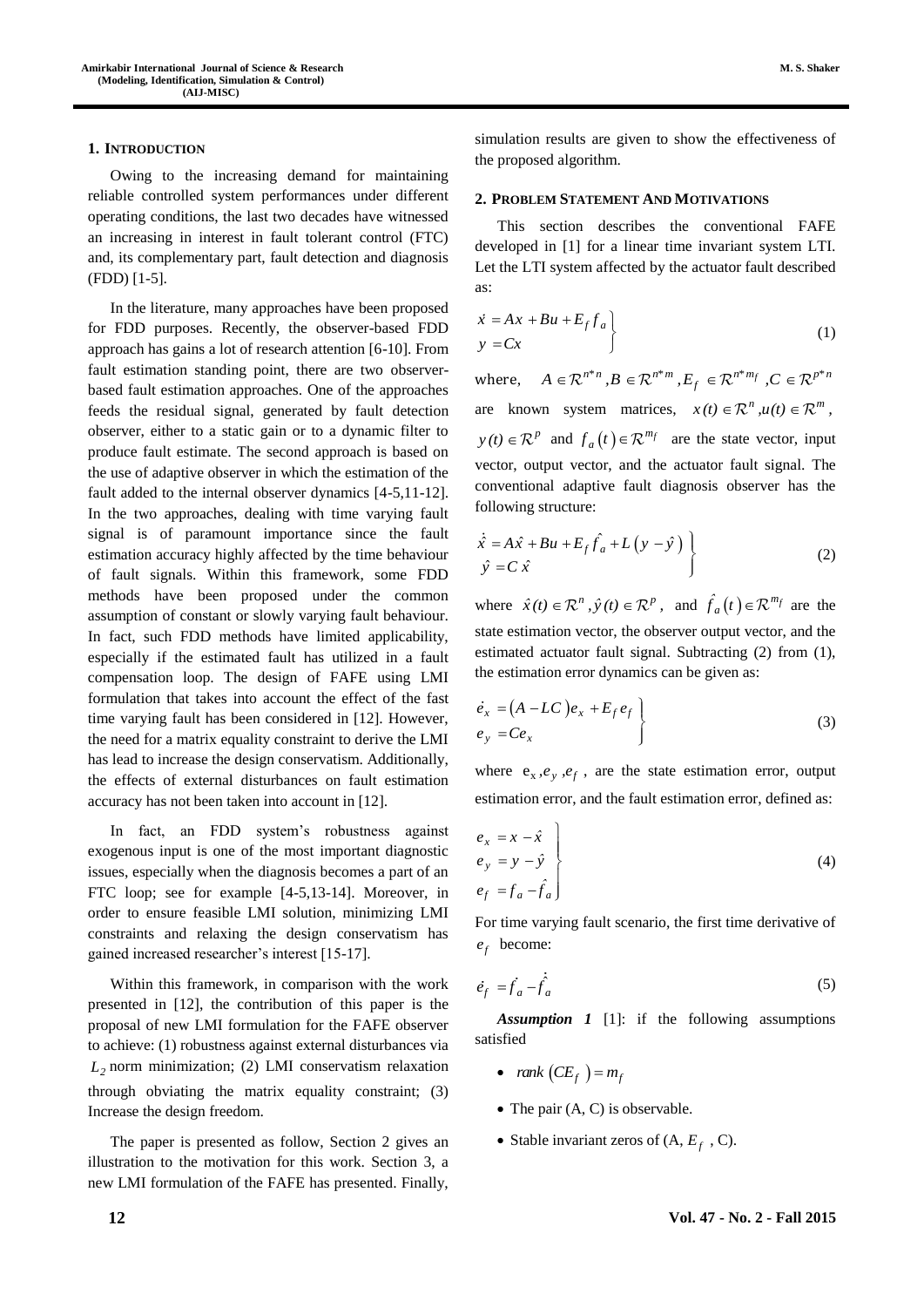## 1. INTRODUCTION

Owing to the increasing demand for maintaining reliable controlled system performances under different operating conditions, the last two decades have witnessed an increasing in interest in fault tolerant control (FTC) and, its complementary part, fault detection and diagnosis (FDD) [1-5].

In the literature, many approaches have been proposed for FDD purposes. Recently, the observer-based FDD approach has gains a lot of research attention [6-10]. From fault estimation standing point, there are two observer-based fault estimation approaches. One of the approaches feeds the residual signal, generated by fault detection observer, either to a static gain or to a dynamic filter to produce fault estimate. The second approach is based on the use of adaptive observer in which the estimation of the fault added to the internal observer dynamics [4-5,11-12]. In the two approaches, dealing with time varying fault signal is of paramount importance since the fault estimation accuracy highly affected by the time behaviour of fault signals. Within this framework, some FDD methods have been proposed under the common assumption of constant or slowly varying fault behaviour. In fact, such FDD methods have limited applicability, especially if the estimated fault has utilized in a fault compensation loop. The design of FAFE using LMI formulation that takes into account the effect of the fast time varying fault has been considered in [12]. However, the need for a matrix equality constraint to derive the LMI has lead to increase the design conservatism. Additionally, the effects of external disturbances on fault estimation accuracy has not been taken into account in [12].

In fact, an FDD system's robustness against exogenous input is one of the most important diagnostic issues, especially when the diagnosis becomes a part of an FTC loop; see for example [4-5,13-14]. Moreover, in order to ensure feasible LMI solution, minimizing LMI constraints and relaxing the design conservatism has gained increased researcher's interest [15-17].

Within this framework, in comparison with the work presented in [12], the contribution of this paper is the proposal of new LMI formulation for the FAFE observer to achieve: (1) robustness against external disturbances via $L_2$ norm minimization; (2) LMI conservatism relaxation through obviating the matrix equality constraint; (3) Increase the design freedom.

The paper is presented as follow, Section 2 gives an illustration to the motivation for this work. Section 3, a new LMI formulation of the FAFE has presented. Finally, simulation results are given to show the effectiveness of the proposed algorithm.

## 2. PROBLEM STATEMENT AND MOTIVATIONS

This section describes the conventional FAFE developed in [1] for a linear time invariant system LTI. Let the LTI system affected by the actuator fault described as:

$$\left.\begin{aligned} \dot{x} &= Ax + Bu + E_f f_a \\ y &= Cx \end{aligned}\right\} \tag{1}$$

where, $A \in \mathcal{R}^{n*n}, B \in \mathcal{R}^{n*m}, E_f \in \mathcal{R}^{n*m_f}, C \in \mathcal{R}^{p*n}$ are known system matrices, $x(t) \in \mathcal{R}^n, u(t) \in \mathcal{R}^m$, $y(t) \in \mathcal{R}^p$ and $f_a(t) \in \mathcal{R}^{m_f}$ are the state vector, input vector, output vector, and the actuator fault signal. The conventional adaptive fault diagnosis observer has the following structure:

$$\left.\begin{aligned} \dot{\hat{x}} &= A\hat{x} + Bu + E_f \hat{f}_a + L\left(y - \hat{y}\right) \\ \hat{y} &= C\hat{x} \end{aligned}\right\} \tag{2}$$

where $\hat{x}(t) \in \mathcal{R}^n, \hat{y}(t) \in \mathcal{R}^p$, and $\hat{f}_a(t) \in \mathcal{R}^{m_f}$ are the state estimation vector, the observer output vector, and the estimated actuator fault signal. Subtracting (2) from (1), the estimation error dynamics can be given as:

$$\left.\begin{aligned} \dot{e}_x &= \left(A - LC\right)e_x + E_f e_f \\ e_y &= Ce_x \end{aligned}\right\} \tag{3}$$

where $e_x, e_y, e_f$, are the state estimation error, output estimation error, and the fault estimation error, defined as:

$$\left.\begin{aligned} e_x &= x - \hat{x} \\ e_y &= y - \hat{y} \\ e_f &= f_a - \hat{f}_a \end{aligned}\right\} \tag{4}$$

For time varying fault scenario, the first time derivative of $e_f$ become:

$$\dot{e}_f = \dot{f}_a - \dot{\hat{f}}_a \tag{5}$$

***Assumption 1*** [1]: if the following assumptions satisfied

- $rank\left(CE_f\right) = m_f$
- The pair (A, C) is observable.
- Stable invariant zeros of (A, $E_f$, C).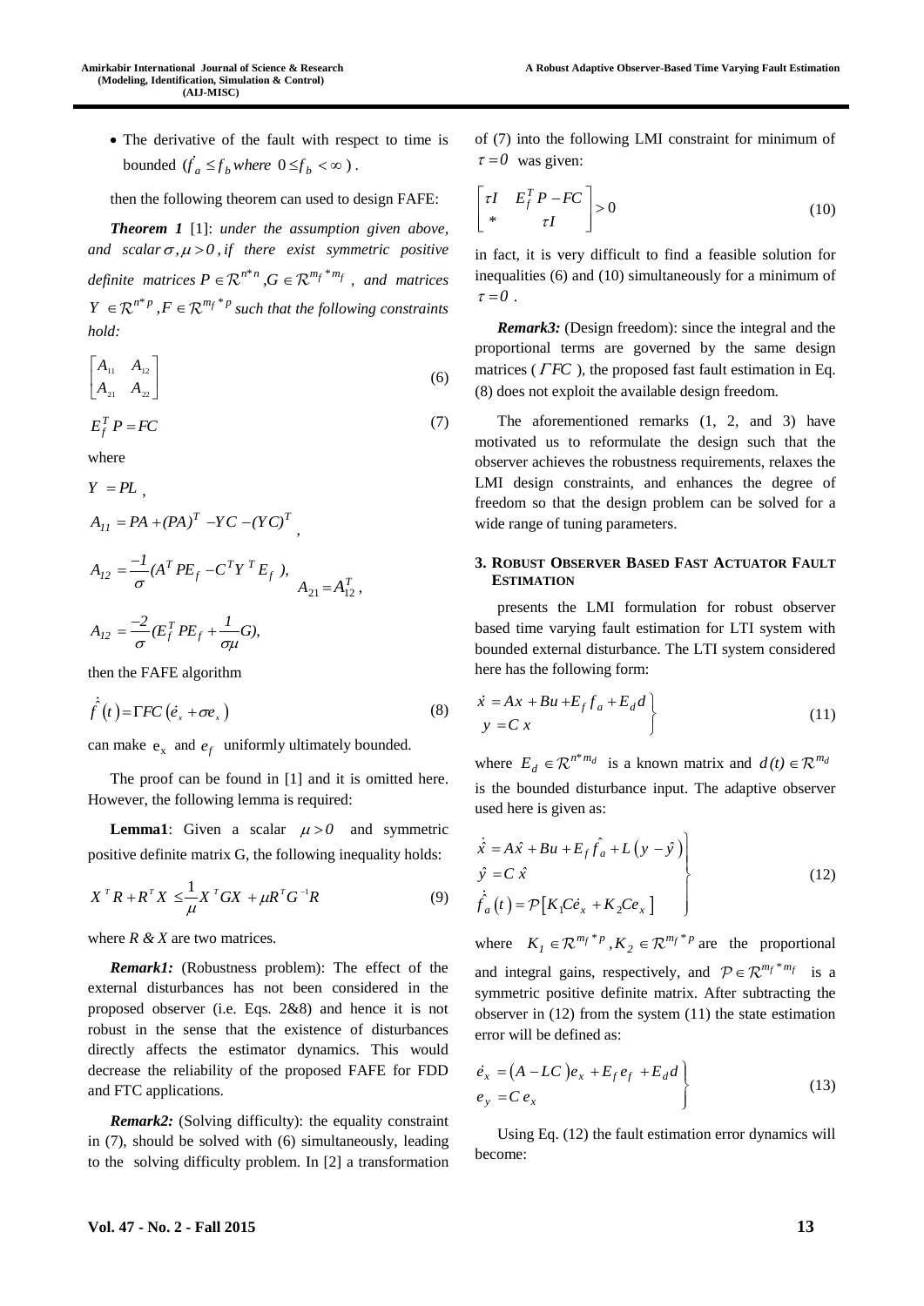- The derivative of the fault with respect to time is bounded ($\dot{f}_a \le f_b$ *where* $0 \le f_b < \infty$ ).

then the following theorem can used to design FAFE:

***Theorem 1*** [1]: *under the assumption given above, and scalar* $\sigma, \mu > 0$, *if there exist symmetric positive definite matrices* $P \in \mathcal{R}^{n*n}, G \in \mathcal{R}^{m_f * m_f}$ , *and matrices* $Y \in \mathcal{R}^{n*p}, F \in \mathcal{R}^{m_f * p}$ *such that the following constraints hold:*

$$\begin{bmatrix} A_{11} & A_{12} \\ A_{21} & A_{22} \end{bmatrix} \tag{6}$$

$$E_f^T P = FC \tag{7}$$

where

$Y = PL$ ,

$A_{11} = PA + (PA)^T - YC - (YC)^T$ ,

$A_{12} = \frac{-1}{\sigma}(A^T PE_f - C^T Y^T E_f),$ $\quad A_{21} = A_{12}^T$ ,

$A_{12} = \frac{-2}{\sigma}(E_f^T PE_f + \frac{1}{\sigma\mu}G),$

then the FAFE algorithm

$$\dot{\hat{f}}(t) = \Gamma FC(\dot{e}_x + \sigma e_x) \tag{8}$$

can make $e_x$ and $e_f$ uniformly ultimately bounded.

The proof can be found in [1] and it is omitted here. However, the following lemma is required:

**Lemma1**: Given a scalar $\mu > 0$ and symmetric positive definite matrix G, the following inequality holds:

$$X^T R + R^T X \le \frac{1}{\mu} X^T G X + \mu R^T G^{-1} R \tag{9}$$

where *R & X* are two matrices.

***Remark1:*** (Robustness problem): The effect of the external disturbances has not been considered in the proposed observer (i.e. Eqs. 2&8) and hence it is not robust in the sense that the existence of disturbances directly affects the estimator dynamics. This would decrease the reliability of the proposed FAFE for FDD and FTC applications.

***Remark2:*** (Solving difficulty): the equality constraint in (7), should be solved with (6) simultaneously, leading to the solving difficulty problem. In [2] a transformation of (7) into the following LMI constraint for minimum of $\tau = 0$ was given:

$$\begin{bmatrix} \tau I & E_f^T P - FC \\ * & \tau I \end{bmatrix} > 0 \tag{10}$$

in fact, it is very difficult to find a feasible solution for inequalities (6) and (10) simultaneously for a minimum of $\tau = 0$ .

***Remark3:*** (Design freedom): since the integral and the proportional terms are governed by the same design matrices ( $\Gamma FC$ ), the proposed fast fault estimation in Eq. (8) does not exploit the available design freedom.

The aforementioned remarks (1, 2, and 3) have motivated us to reformulate the design such that the observer achieves the robustness requirements, relaxes the LMI design constraints, and enhances the degree of freedom so that the design problem can be solved for a wide range of tuning parameters.

## 3. Robust Observer Based Fast Actuator Fault Estimation

presents the LMI formulation for robust observer based time varying fault estimation for LTI system with bounded external disturbance. The LTI system considered here has the following form:

$$\left.\begin{aligned} \dot{x} &= Ax + Bu + E_f f_a + E_d d \\ y &= C x \end{aligned}\right\} \tag{11}$$

where $E_d \in \mathcal{R}^{n*m_d}$ is a known matrix and $d(t) \in \mathcal{R}^{m_d}$ is the bounded disturbance input. The adaptive observer used here is given as:

$$\left.\begin{aligned} \dot{\hat{x}} &= A\hat{x} + Bu + E_f \hat{f}_a + L(y - \hat{y}) \\ \hat{y} &= C\hat{x} \\ \dot{\hat{f}}_a(t) &= \mathcal{P}\left[K_1 C\dot{e}_x + K_2 Ce_x\right] \end{aligned}\right\} \tag{12}$$

where $K_1 \in \mathcal{R}^{m_f * p}, K_2 \in \mathcal{R}^{m_f * p}$ are the proportional and integral gains, respectively, and $\mathcal{P} \in \mathcal{R}^{m_f * m_f}$ is a symmetric positive definite matrix. After subtracting the observer in (12) from the system (11) the state estimation error will be defined as:

$$\left.\begin{aligned} \dot{e}_x &= (A - LC)e_x + E_f e_f + E_d d \\ e_y &= C e_x \end{aligned}\right\} \tag{13}$$

Using Eq. (12) the fault estimation error dynamics will become: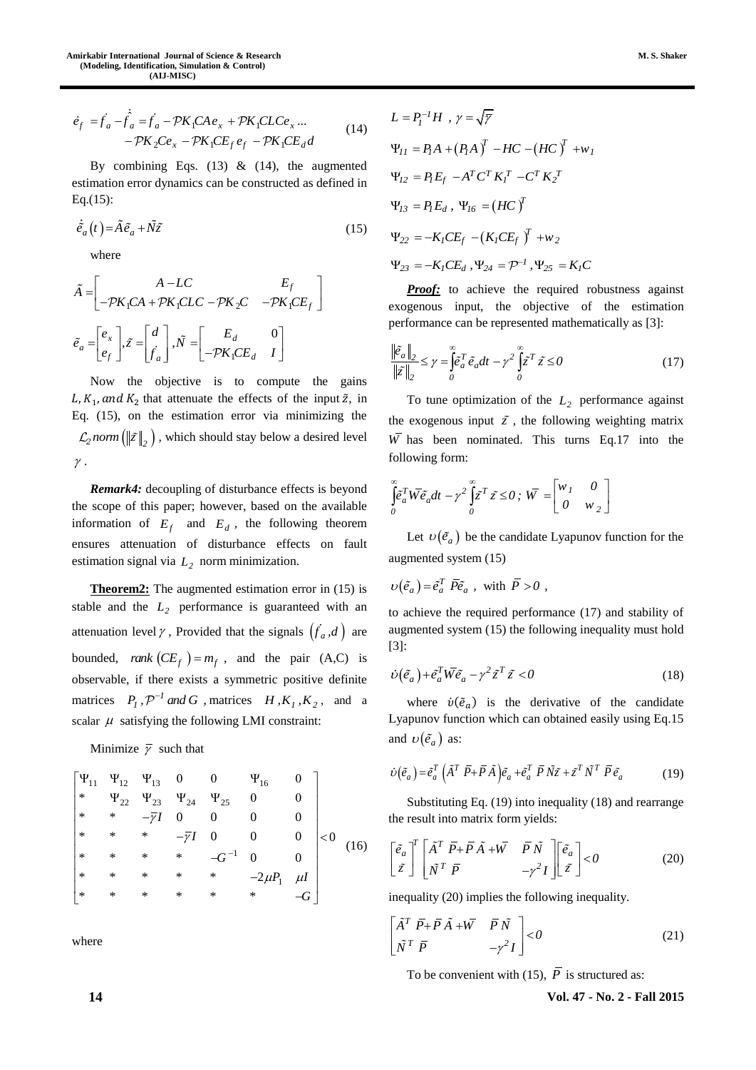$$\dot{e}_f = \dot{f}_a - \dot{\hat{f}}_a = \dot{f}_a - \mathcal{P}K_1CAe_x + \mathcal{P}K_1CLCe_x \ldots \\ - \mathcal{P}K_2Ce_x - \mathcal{P}K_1CE_f e_f - \mathcal{P}K_1CE_d d \tag{14}$$

By combining Eqs. (13) & (14), the augmented estimation error dynamics can be constructed as defined in Eq.(15):

$$\dot{\tilde{e}}_a(t) = \tilde{A}\tilde{e}_a + \tilde{N}\tilde{z} \tag{15}$$

where

$$\tilde{A} = \begin{bmatrix} A - LC & E_f \\ -\mathcal{P}K_1CA + \mathcal{P}K_1CLC - \mathcal{P}K_2C & -\mathcal{P}K_1CE_f \end{bmatrix}$$

$$\tilde{e}_a = \begin{bmatrix} e_x \\ e_f \end{bmatrix}, \tilde{z} = \begin{bmatrix} d \\ \dot{f}_a \end{bmatrix}, \tilde{N} = \begin{bmatrix} E_d & 0 \\ -\mathcal{P}K_1CE_d & I \end{bmatrix}$$

Now the objective is to compute the gains $L, K_1, and\ K_2$ that attenuate the effects of the input $\tilde{z}$, in Eq. (15), on the estimation error via minimizing the $\mathcal{L}_2 norm\left(\|\tilde{z}\|_2\right)$, which should stay below a desired level $\gamma$.

***Remark4:*** decoupling of disturbance effects is beyond the scope of this paper; however, based on the available information of $E_f$ and $E_d$, the following theorem ensures attenuation of disturbance effects on fault estimation signal via $L_2$ norm minimization.

**Theorem2:** The augmented estimation error in (15) is stable and the $L_2$ performance is guaranteed with an attenuation level $\gamma$, Provided that the signals $\left(\dot{f}_a, d\right)$ are bounded, $rank\left(CE_f\right) = m_f$, and the pair (A,C) is observable, if there exists a symmetric positive definite matrices $P_1, \mathcal{P}^{-1}\ and\ G$, matrices $H, K_1, K_2$, and a scalar $\mu$ satisfying the following LMI constraint:

Minimize $\bar{\gamma}$ such that

$$\begin{bmatrix} \Psi_{11} & \Psi_{12} & \Psi_{13} & 0 & 0 & \Psi_{16} & 0 \\ * & \Psi_{22} & \Psi_{23} & \Psi_{24} & \Psi_{25} & 0 & 0 \\ * & * & -\bar{\gamma}I & 0 & 0 & 0 & 0 \\ * & * & * & -\bar{\gamma}I & 0 & 0 & 0 \\ * & * & * & * & -G^{-1} & 0 & 0 \\ * & * & * & * & * & -2\mu P_1 & \mu I \\ * & * & * & * & * & * & -G \end{bmatrix} < 0 \tag{16}$$

where

$$L = P_1^{-1}H\ ,\ \gamma = \sqrt{\bar{\gamma}}$$

$$\Psi_{11} = P_1A + (P_1A)^T - HC - (HC)^T + w_1$$

$$\Psi_{12} = P_1E_f - A^TC^TK_1^T - C^TK_2^T$$

$$\Psi_{13} = P_1E_d\ ,\ \Psi_{16} = (HC)^T$$

$$\Psi_{22} = -K_1CE_f - \left(K_1CE_f\right)^T + w_2$$

$$\Psi_{23} = -K_1CE_d\ , \Psi_{24} = \mathcal{P}^{-1}, \Psi_{25} = K_1C$$

***Proof:*** to achieve the required robustness against exogenous input, the objective of the estimation performance can be represented mathematically as [3]:

$$\frac{\|\tilde{e}_a\|_2}{\|\tilde{z}\|_2} \le \gamma = \int_0^\infty \tilde{e}_a^T\tilde{e}_a dt - \gamma^2\int_0^\infty \tilde{z}^T\tilde{z} \le 0 \tag{17}$$

To tune optimization of the $L_2$ performance against the exogenous input $\tilde{z}$, the following weighting matrix $\bar{W}$ has been nominated. This turns Eq.17 into the following form:

$$\int_0^\infty \tilde{e}_a^T\bar{W}\tilde{e}_a dt - \gamma^2\int_0^\infty \tilde{z}^T\tilde{z} \le 0\ ;\ \bar{W} = \begin{bmatrix} w_1 & 0 \\ 0 & w_2 \end{bmatrix}$$

Let $\upsilon(\tilde{e}_a)$ be the candidate Lyapunov function for the augmented system (15)

$$\upsilon(\tilde{e}_a) = \tilde{e}_a^T\ \bar{P}\tilde{e}_a\ ,\ \text{with}\ \bar{P} > 0\ ,$$

to achieve the required performance (17) and stability of augmented system (15) the following inequality must hold [3]:

$$\dot{\upsilon}(\tilde{e}_a) + \tilde{e}_a^T\bar{W}\tilde{e}_a - \gamma^2\tilde{z}^T\tilde{z} < 0 \tag{18}$$

where $\dot{\upsilon}(\tilde{e}_a)$ is the derivative of the candidate Lyapunov function which can obtained easily using Eq.15 and $\upsilon(\tilde{e}_a)$ as:

$$\dot{\upsilon}(\tilde{e}_a) = \tilde{e}_a^T\left(\tilde{A}^T\ \bar{P} + \bar{P}\ \tilde{A}\right)\tilde{e}_a + \tilde{e}_a^T\ \bar{P}\ \tilde{N}\tilde{z} + \tilde{z}^T\ \tilde{N}^T\ \bar{P}\ \tilde{e}_a \tag{19}$$

Substituting Eq. (19) into inequality (18) and rearrange the result into matrix form yields:

$$\begin{bmatrix} \tilde{e}_a \\ \tilde{z} \end{bmatrix}^T \begin{bmatrix} \tilde{A}^T\ \bar{P} + \bar{P}\ \tilde{A} + \bar{W} & \bar{P}\ \tilde{N} \\ \tilde{N}^T\ \bar{P} & -\gamma^2 I \end{bmatrix} \begin{bmatrix} \tilde{e}_a \\ \tilde{z} \end{bmatrix} < 0 \tag{20}$$

inequality (20) implies the following inequality.

$$\begin{bmatrix} \tilde{A}^T\ \bar{P} + \bar{P}\ \tilde{A} + \bar{W} & \bar{P}\ \tilde{N} \\ \tilde{N}^T\ \bar{P} & -\gamma^2 I \end{bmatrix} < 0 \tag{21}$$

To be convenient with (15), $\bar{P}$ is structured as: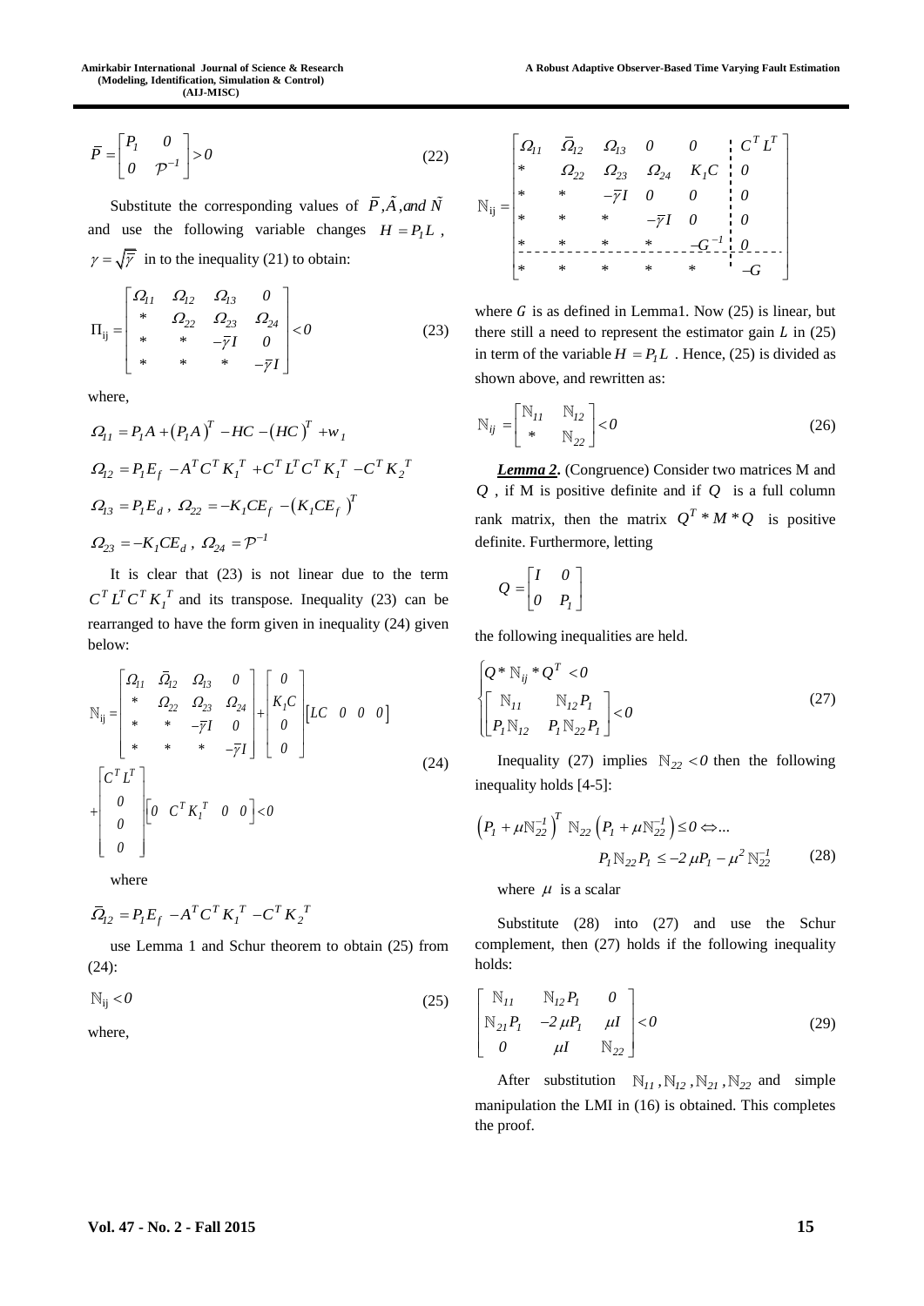$$\bar{P} = \begin{bmatrix} P_1 & 0 \\ 0 & \mathcal{P}^{-1} \end{bmatrix} > 0 \tag{22}$$

Substitute the corresponding values of $\bar{P}, \tilde{A}, and\ \tilde{N}$ and use the following variable changes $H = P_1 L$, $\gamma = \sqrt{\bar{\gamma}}$ in to the inequality (21) to obtain:

$$\Pi_{ij} = \begin{bmatrix} \Omega_{11} & \Omega_{12} & \Omega_{13} & 0 \\ * & \Omega_{22} & \Omega_{23} & \Omega_{24} \\ * & * & -\bar{\gamma} I & 0 \\ * & * & * & -\bar{\gamma} I \end{bmatrix} < 0 \tag{23}$$

where,

$$\Omega_{11} = P_1 A + (P_1 A)^T - HC - (HC)^T + w_1$$

$$\Omega_{12} = P_1 E_f - A^T C^T K_1^T + C^T L^T C^T K_1^T - C^T K_2^T$$

$$\Omega_{13} = P_1 E_d, \ \Omega_{22} = -K_1 C E_f - (K_1 C E_f)^T$$

$$\Omega_{23} = -K_1 C E_d, \ \Omega_{24} = \mathcal{P}^{-1}$$

It is clear that (23) is not linear due to the term $C^T L^T C^T K_1^T$ and its transpose. Inequality (23) can be rearranged to have the form given in inequality (24) given below:

$$\mathbb{N}_{ij} = \begin{bmatrix} \Omega_{11} & \bar{\Omega}_{12} & \Omega_{13} & 0 \\ * & \Omega_{22} & \Omega_{23} & \Omega_{24} \\ * & * & -\bar{\gamma} I & 0 \\ * & * & * & -\bar{\gamma} I \end{bmatrix} + \begin{bmatrix} 0 \\ K_1 C \\ 0 \\ 0 \end{bmatrix} \begin{bmatrix} LC & 0 & 0 & 0 \end{bmatrix}$$
$$+ \begin{bmatrix} C^T L^T \\ 0 \\ 0 \\ 0 \end{bmatrix} \begin{bmatrix} 0 & C^T K_1^T & 0 & 0 \end{bmatrix} < 0 \tag{24}$$

where

$$\bar{\Omega}_{12} = P_1 E_f - A^T C^T K_1^T - C^T K_2^T$$

use Lemma 1 and Schur theorem to obtain (25) from (24):

$$\mathbb{N}_{ij} < 0 \tag{25}$$

where,

$$\mathbb{N}_{ij} = \left[\begin{array}{ccccc|c} \Omega_{11} & \bar{\Omega}_{12} & \Omega_{13} & 0 & 0 & C^T L^T \\ * & \Omega_{22} & \Omega_{23} & \Omega_{24} & K_1 C & 0 \\ * & * & -\bar{\gamma} I & 0 & 0 & 0 \\ * & * & * & -\bar{\gamma} I & 0 & 0 \\ * & * & * & * & -G^{-1} & 0 \\ \hline * & * & * & * & * & -G \end{array}\right]$$

where $G$ is as defined in Lemma1. Now (25) is linear, but there still a need to represent the estimator gain $L$ in (25) in term of the variable $H = P_1 L$. Hence, (25) is divided as shown above, and rewritten as:

$$\mathbb{N}_{ij} = \begin{bmatrix} \mathbb{N}_{11} & \mathbb{N}_{12} \\ * & \mathbb{N}_{22} \end{bmatrix} < 0 \tag{26}$$

***Lemma 2***. (Congruence) Consider two matrices M and $Q$, if M is positive definite and if $Q$ is a full column rank matrix, then the matrix $Q^T * M * Q$ is positive definite. Furthermore, letting

$$Q = \begin{bmatrix} I & 0 \\ 0 & P_1 \end{bmatrix}$$

the following inequalities are held.

$$\begin{cases} Q * \mathbb{N}_{ij} * Q^T < 0 \\ \begin{bmatrix} \mathbb{N}_{11} & \mathbb{N}_{12} P_1 \\ P_1 \mathbb{N}_{12} & P_1 \mathbb{N}_{22} P_1 \end{bmatrix} < 0 \end{cases} \tag{27}$$

Inequality (27) implies $\mathbb{N}_{22} < 0$ then the following inequality holds [4-5]:

$$\left(P_1 + \mu \mathbb{N}_{22}^{-1}\right)^T \mathbb{N}_{22} \left(P_1 + \mu \mathbb{N}_{22}^{-1}\right) \leq 0 \Leftrightarrow ...$$
$$P_1 \mathbb{N}_{22} P_1 \leq -2\mu P_1 - \mu^2 \mathbb{N}_{22}^{-1} \tag{28}$$

where $\mu$ is a scalar

Substitute (28) into (27) and use the Schur complement, then (27) holds if the following inequality holds:

$$\begin{bmatrix} \mathbb{N}_{11} & \mathbb{N}_{12} P_1 & 0 \\ \mathbb{N}_{21} P_1 & -2\mu P_1 & \mu I \\ 0 & \mu I & \mathbb{N}_{22} \end{bmatrix} < 0 \tag{29}$$

After substitution $\mathbb{N}_{11}, \mathbb{N}_{12}, \mathbb{N}_{21}, \mathbb{N}_{22}$ and simple manipulation the LMI in (16) is obtained. This completes the proof.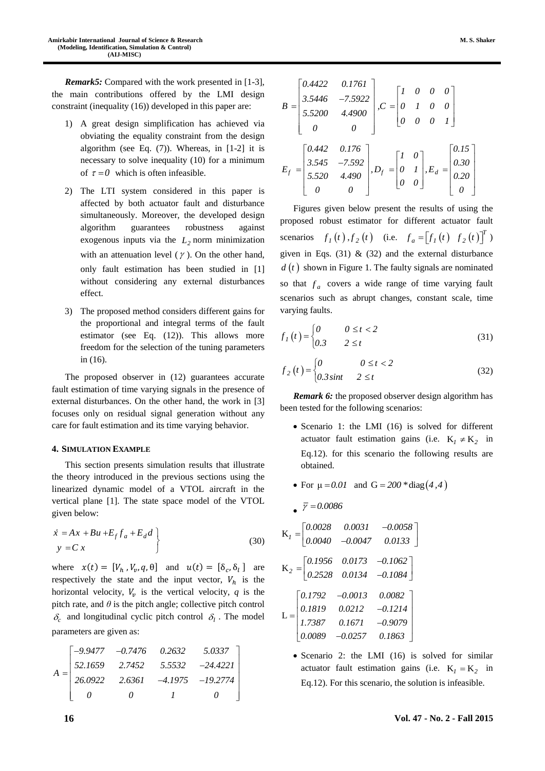***Remark5:*** Compared with the work presented in [1-3], the main contributions offered by the LMI design constraint (inequality (16)) developed in this paper are:

1) A great design simplification has achieved via obviating the equality constraint from the design algorithm (see Eq. (7)). Whereas, in [1-2] it is necessary to solve inequality (10) for a minimum of $\tau = 0$ which is often infeasible.

2) The LTI system considered in this paper is affected by both actuator fault and disturbance simultaneously. Moreover, the developed design algorithm guarantees robustness against exogenous inputs via the $L_2$ norm minimization with an attenuation level ($\gamma$). On the other hand, only fault estimation has been studied in [1] without considering any external disturbances effect.

3) The proposed method considers different gains for the proportional and integral terms of the fault estimator (see Eq. (12)). This allows more freedom for the selection of the tuning parameters in (16).

The proposed observer in (12) guarantees accurate fault estimation of time varying signals in the presence of external disturbances. On the other hand, the work in [3] focuses only on residual signal generation without any care for fault estimation and its time varying behavior.

## 4. Simulation Example

This section presents simulation results that illustrate the theory introduced in the previous sections using the linearized dynamic model of a VTOL aircraft in the vertical plane [1]. The state space model of the VTOL given below:

$$\left.\begin{aligned} \dot{x} &= Ax + Bu + E_f f_a + E_d d \\ y &= C\,x \end{aligned}\right\} \tag{30}$$

where $x(t) = [V_h, V_v, q, \theta]$ and $u(t) = [\delta_c, \delta_l]$ are respectively the state and the input vector, $V_h$ is the horizontal velocity, $V_v$ is the vertical velocity, $q$ is the pitch rate, and $\theta$ is the pitch angle; collective pitch control $\delta_c$ and longitudinal cyclic pitch control $\delta_l$. The model parameters are given as:

$$A = \begin{bmatrix} -9.9477 & -0.7476 & 0.2632 & 5.0337 \\ 52.1659 & 2.7452 & 5.5532 & -24.4221 \\ 26.0922 & 2.6361 & -4.1975 & -19.2774 \\ 0 & 0 & 1 & 0 \end{bmatrix}$$

$$B = \begin{bmatrix} 0.4422 & 0.1761 \\ 3.5446 & -7.5922 \\ 5.5200 & 4.4900 \\ 0 & 0 \end{bmatrix}, C = \begin{bmatrix} 1 & 0 & 0 & 0 \\ 0 & 1 & 0 & 0 \\ 0 & 0 & 0 & 1 \end{bmatrix}$$

$$E_f = \begin{bmatrix} 0.442 & 0.176 \\ 3.545 & -7.592 \\ 5.520 & 4.490 \\ 0 & 0 \end{bmatrix}, D_f = \begin{bmatrix} 1 & 0 \\ 0 & 1 \\ 0 & 0 \end{bmatrix}, E_d = \begin{bmatrix} 0.15 \\ 0.30 \\ 0.20 \\ 0 \end{bmatrix}$$

Figures given below present the results of using the proposed robust estimator for different actuator fault scenarios $f_1(t), f_2(t)$ (i.e. $f_a = \left[f_1(t) \;\; f_2(t)\right]^T$) given in Eqs. (31) & (32) and the external disturbance $d(t)$ shown in Figure 1. The faulty signals are nominated so that $f_a$ covers a wide range of time varying fault scenarios such as abrupt changes, constant scale, time varying faults.

$$f_1(t) = \begin{cases} 0 & 0 \le t < 2 \\ 0.3 & 2 \le t \end{cases} \tag{31}$$

$$f_2(t) = \begin{cases} 0 & 0 \le t < 2 \\ 0.3\sin t & 2 \le t \end{cases} \tag{32}$$

***Remark 6:*** the proposed observer design algorithm has been tested for the following scenarios:

- Scenario 1: the LMI (16) is solved for different actuator fault estimation gains (i.e. $K_1 \neq K_2$ in Eq.12). for this scenario the following results are obtained.

- For $\mu = 0.01$ and $G = 200 * \text{diag}(4, 4)$

- $\bar{\gamma} = 0.0086$

$$K_1 = \begin{bmatrix} 0.0028 & 0.0031 & -0.0058 \\ 0.0040 & -0.0047 & 0.0133 \end{bmatrix}$$

$$K_2 = \begin{bmatrix} 0.1956 & 0.0173 & -0.1062 \\ 0.2528 & 0.0134 & -0.1084 \end{bmatrix}$$

$$L = \begin{bmatrix} 0.1792 & -0.0013 & 0.0082 \\ 0.1819 & 0.0212 & -0.1214 \\ 1.7387 & 0.1671 & -0.9079 \\ 0.0089 & -0.0257 & 0.1863 \end{bmatrix}$$

- Scenario 2: the LMI (16) is solved for similar actuator fault estimation gains (i.e. $K_1 = K_2$ in Eq.12). For this scenario, the solution is infeasible.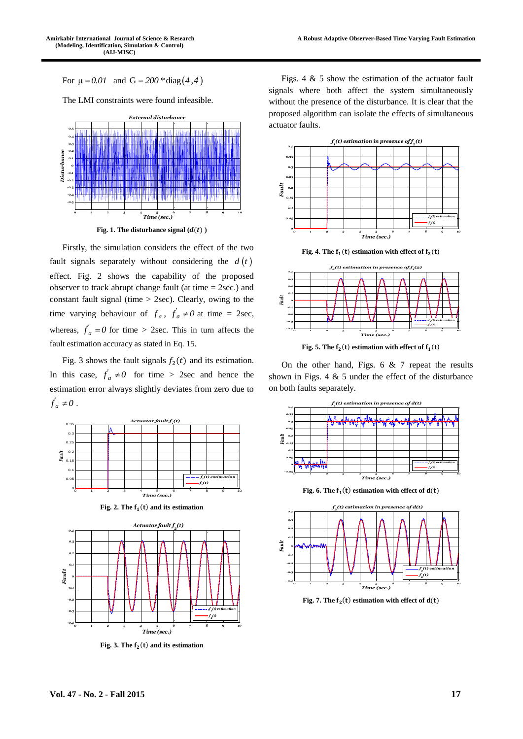For $\mu = 0.01$ and $G = 200 * \text{diag}(4, 4)$

The LMI constraints were found infeasible.

**Fig. 1. The disturbance signal ($d(t)$)**

Firstly, the simulation considers the effect of the two fault signals separately without considering the $d(t)$ effect. Fig. 2 shows the capability of the proposed observer to track abrupt change fault (at time = 2sec.) and constant fault signal (time > 2sec). Clearly, owing to the time varying behaviour of $f_a$, $\dot{f}_a \neq 0$ at time = 2sec, whereas, $\dot{f}_a = 0$ for time > 2sec. This in turn affects the fault estimation accuracy as stated in Eq. 15.

Fig. 3 shows the fault signals $f_2(t)$ and its estimation. In this case, $\dot{f}_a \neq 0$ for time > 2sec and hence the estimation error always slightly deviates from zero due to $\dot{f}_a \neq 0$.

**Fig. 2. The $f_1(t)$ and its estimation**

**Fig. 3. The $f_2(t)$ and its estimation**

Figs. 4 & 5 show the estimation of the actuator fault signals where both affect the system simultaneously without the presence of the disturbance. It is clear that the proposed algorithm can isolate the effects of simultaneous actuator faults.

**Fig. 4. The $f_1(t)$ estimation with effect of $f_2(t)$**

**Fig. 5. The $f_2(t)$ estimation with effect of $f_1(t)$**

On the other hand, Figs. 6 & 7 repeat the results shown in Figs. 4 & 5 under the effect of the disturbance on both faults separately.

**Fig. 6. The $f_1(t)$ estimation with effect of $d(t)$**

**Fig. 7. The $f_2(t)$ estimation with effect of $d(t)$**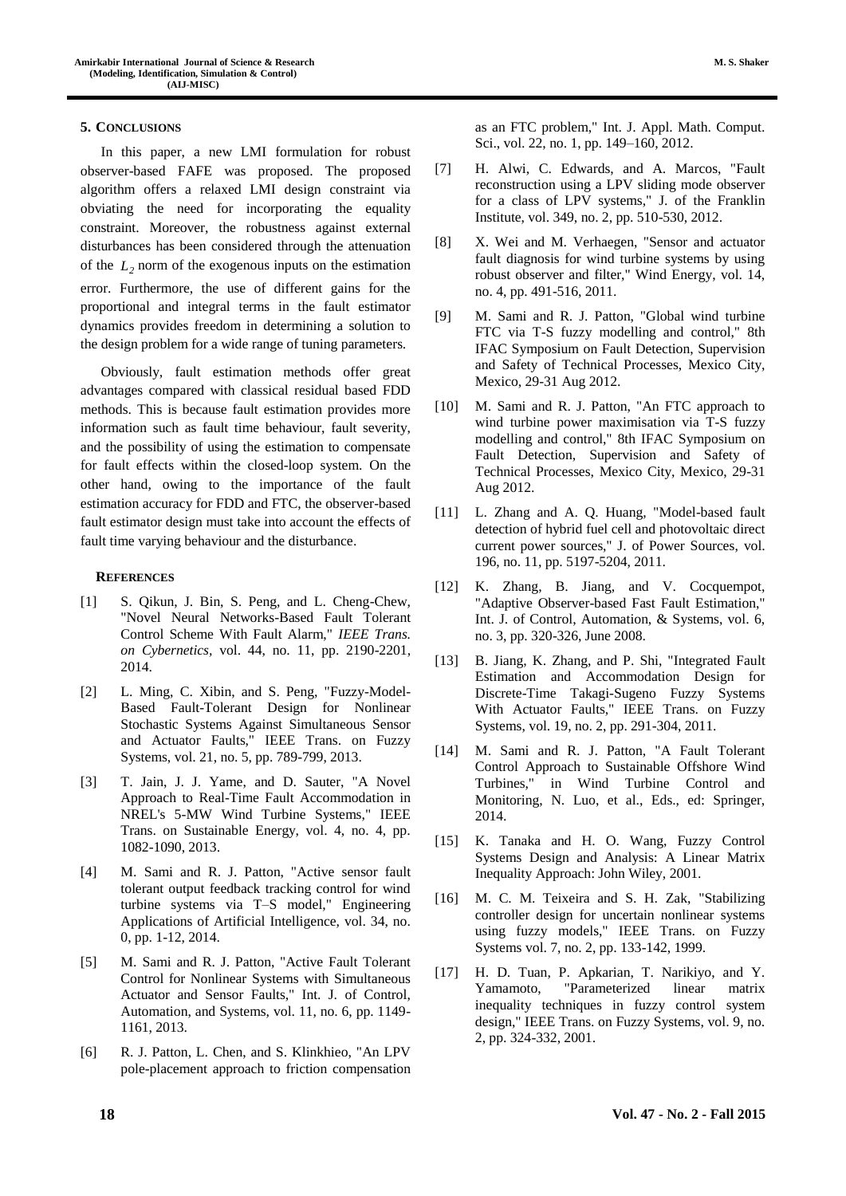## 5. Conclusions

In this paper, a new LMI formulation for robust observer-based FAFE was proposed. The proposed algorithm offers a relaxed LMI design constraint via obviating the need for incorporating the equality constraint. Moreover, the robustness against external disturbances has been considered through the attenuation of the $L_2$ norm of the exogenous inputs on the estimation error. Furthermore, the use of different gains for the proportional and integral terms in the fault estimator dynamics provides freedom in determining a solution to the design problem for a wide range of tuning parameters.

Obviously, fault estimation methods offer great advantages compared with classical residual based FDD methods. This is because fault estimation provides more information such as fault time behaviour, fault severity, and the possibility of using the estimation to compensate for fault effects within the closed-loop system. On the other hand, owing to the importance of the fault estimation accuracy for FDD and FTC, the observer-based fault estimator design must take into account the effects of fault time varying behaviour and the disturbance.

## References

[1] S. Qikun, J. Bin, S. Peng, and L. Cheng-Chew, "Novel Neural Networks-Based Fault Tolerant Control Scheme With Fault Alarm," *IEEE Trans. on Cybernetics,* vol. 44, no. 11, pp. 2190-2201, 2014.

[2] L. Ming, C. Xibin, and S. Peng, "Fuzzy-Model-Based Fault-Tolerant Design for Nonlinear Stochastic Systems Against Simultaneous Sensor and Actuator Faults," IEEE Trans. on Fuzzy Systems, vol. 21, no. 5, pp. 789-799, 2013.

[3] T. Jain, J. J. Yame, and D. Sauter, "A Novel Approach to Real-Time Fault Accommodation in NREL's 5-MW Wind Turbine Systems," IEEE Trans. on Sustainable Energy, vol. 4, no. 4, pp. 1082-1090, 2013.

[4] M. Sami and R. J. Patton, "Active sensor fault tolerant output feedback tracking control for wind turbine systems via T–S model," Engineering Applications of Artificial Intelligence, vol. 34, no. 0, pp. 1-12, 2014.

[5] M. Sami and R. J. Patton, "Active Fault Tolerant Control for Nonlinear Systems with Simultaneous Actuator and Sensor Faults," Int. J. of Control, Automation, and Systems, vol. 11, no. 6, pp. 1149-1161, 2013.

[6] R. J. Patton, L. Chen, and S. Klinkhieo, "An LPV pole-placement approach to friction compensation as an FTC problem," Int. J. Appl. Math. Comput. Sci., vol. 22, no. 1, pp. 149–160, 2012.

[7] H. Alwi, C. Edwards, and A. Marcos, "Fault reconstruction using a LPV sliding mode observer for a class of LPV systems," J. of the Franklin Institute, vol. 349, no. 2, pp. 510-530, 2012.

[8] X. Wei and M. Verhaegen, "Sensor and actuator fault diagnosis for wind turbine systems by using robust observer and filter," Wind Energy, vol. 14, no. 4, pp. 491-516, 2011.

[9] M. Sami and R. J. Patton, "Global wind turbine FTC via T-S fuzzy modelling and control," 8th IFAC Symposium on Fault Detection, Supervision and Safety of Technical Processes, Mexico City, Mexico, 29-31 Aug 2012.

[10] M. Sami and R. J. Patton, "An FTC approach to wind turbine power maximisation via T-S fuzzy modelling and control," 8th IFAC Symposium on Fault Detection, Supervision and Safety of Technical Processes, Mexico City, Mexico, 29-31 Aug 2012.

[11] L. Zhang and A. Q. Huang, "Model-based fault detection of hybrid fuel cell and photovoltaic direct current power sources," J. of Power Sources, vol. 196, no. 11, pp. 5197-5204, 2011.

[12] K. Zhang, B. Jiang, and V. Cocquempot, "Adaptive Observer-based Fast Fault Estimation," Int. J. of Control, Automation, & Systems, vol. 6, no. 3, pp. 320-326, June 2008.

[13] B. Jiang, K. Zhang, and P. Shi, "Integrated Fault Estimation and Accommodation Design for Discrete-Time Takagi-Sugeno Fuzzy Systems With Actuator Faults," IEEE Trans. on Fuzzy Systems, vol. 19, no. 2, pp. 291-304, 2011.

[14] M. Sami and R. J. Patton, "A Fault Tolerant Control Approach to Sustainable Offshore Wind Turbines," in Wind Turbine Control and Monitoring, N. Luo, et al., Eds., ed: Springer, 2014.

[15] K. Tanaka and H. O. Wang, Fuzzy Control Systems Design and Analysis: A Linear Matrix Inequality Approach: John Wiley, 2001.

[16] M. C. M. Teixeira and S. H. Zak, "Stabilizing controller design for uncertain nonlinear systems using fuzzy models," IEEE Trans. on Fuzzy Systems vol. 7, no. 2, pp. 133-142, 1999.

[17] H. D. Tuan, P. Apkarian, T. Narikiyo, and Y. Yamamoto, "Parameterized linear matrix inequality techniques in fuzzy control system design," IEEE Trans. on Fuzzy Systems, vol. 9, no. 2, pp. 324-332, 2001.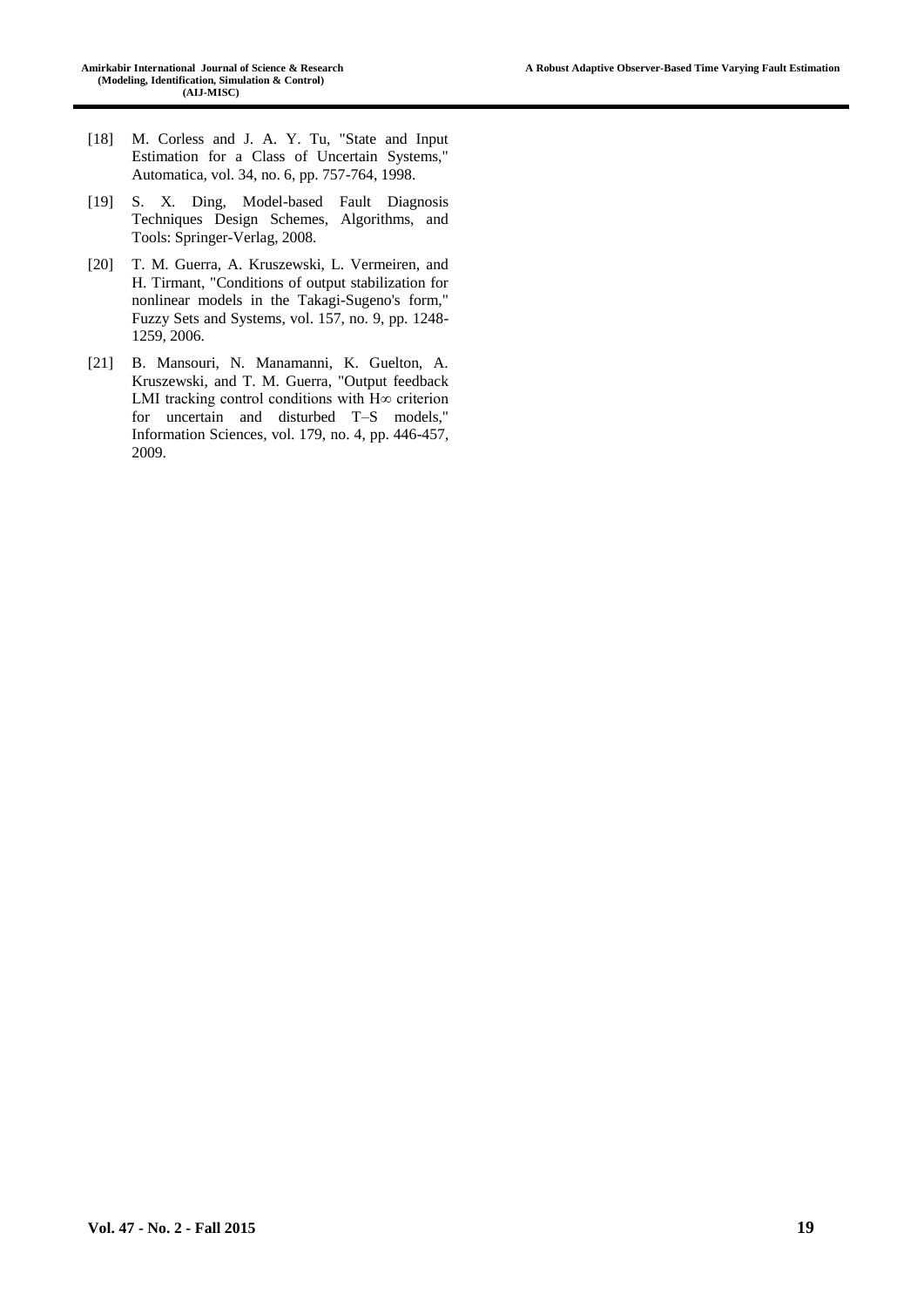[18] M. Corless and J. A. Y. Tu, "State and Input Estimation for a Class of Uncertain Systems," Automatica, vol. 34, no. 6, pp. 757-764, 1998.

[19] S. X. Ding, Model-based Fault Diagnosis Techniques Design Schemes, Algorithms, and Tools: Springer-Verlag, 2008.

[20] T. M. Guerra, A. Kruszewski, L. Vermeiren, and H. Tirmant, "Conditions of output stabilization for nonlinear models in the Takagi-Sugeno's form," Fuzzy Sets and Systems, vol. 157, no. 9, pp. 1248-1259, 2006.

[21] B. Mansouri, N. Manamanni, K. Guelton, A. Kruszewski, and T. M. Guerra, "Output feedback LMI tracking control conditions with $H\infty$ criterion for uncertain and disturbed T–S models," Information Sciences, vol. 179, no. 4, pp. 446-457, 2009.